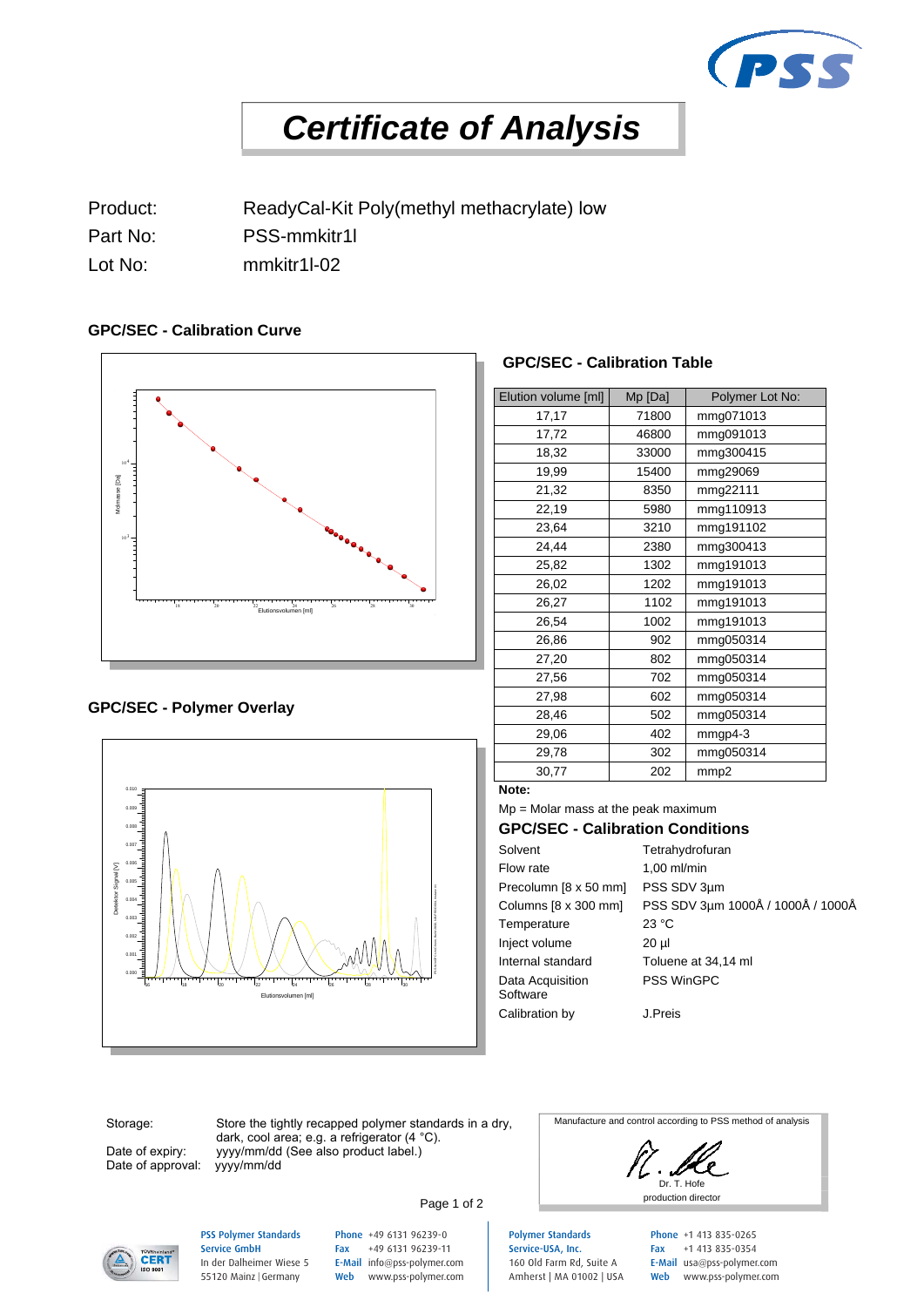# *Certificate of Analysis*

Product: ReadyCal-Kit Poly(methyl methacrylate) low

Part No: PSS-mmkitr1l

Lot No: mmkitr1l-02

## GPC/SEC - Calibration Curve

## GPC/SEC - Calibration Table

| Elution volume [ml] | Mp [Da] | Polymer Lot No: |
|---|---|---|
| 17,17 | 71800 | mmg071013 |
| 17,72 | 46800 | mmg091013 |
| 18,32 | 33000 | mmg300415 |
| 19,99 | 15400 | mmg29069 |
| 21,32 | 8350 | mmg22111 |
| 22,19 | 5980 | mmg110913 |
| 23,64 | 3210 | mmg191102 |
| 24,44 | 2380 | mmg300413 |
| 25,82 | 1302 | mmg191013 |
| 26,02 | 1202 | mmg191013 |
| 26,27 | 1102 | mmg191013 |
| 26,54 | 1002 | mmg191013 |
| 26,86 | 902 | mmg050314 |
| 27,20 | 802 | mmg050314 |
| 27,56 | 702 | mmg050314 |
| 27,98 | 602 | mmg050314 |
| 28,46 | 502 | mmg050314 |
| 29,06 | 402 | mmgp4-3 |
| 29,78 | 302 | mmg050314 |
| 30,77 | 202 | mmp2 |

**Note:**

Mp = Molar mass at the peak maximum

## GPC/SEC - Polymer Overlay

## GPC/SEC - Calibration Conditions

| | |
|---|---|
| Solvent | Tetrahydrofuran |
| Flow rate | 1,00 ml/min |
| Precolumn [8 x 50 mm] | PSS SDV 3µm |
| Columns [8 x 300 mm] | PSS SDV 3µm 1000Å / 1000Å / 1000Å |
| Temperature | 23 °C |
| Inject volume | 20 µl |
| Internal standard | Toluene at 34,14 ml |
| Data Acquisition Software | PSS WinGPC |
| Calibration by | J.Preis |

Storage: Store the tightly recapped polymer standards in a dry, dark, cool area; e.g. a refrigerator (4 °C).

Date of expiry: yyyy/mm/dd (See also product label.)

Date of approval: yyyy/mm/dd

Manufacture and control according to PSS method of analysis

Dr. T. Hofe
production director

**PSS Polymer Standards Service GmbH**
In der Dalheimer Wiese 5
55120 Mainz | Germany

Phone +49 6131 96239-0
Fax +49 6131 96239-11
E-Mail info@pss-polymer.com
Web www.pss-polymer.com

**Polymer Standards Service-USA, Inc.**
160 Old Farm Rd, Suite A
Amherst | MA 01002 | USA

Phone +1 413 835-0265
Fax +1 413 835-0354
E-Mail usa@pss-polymer.com
Web www.pss-polymer.com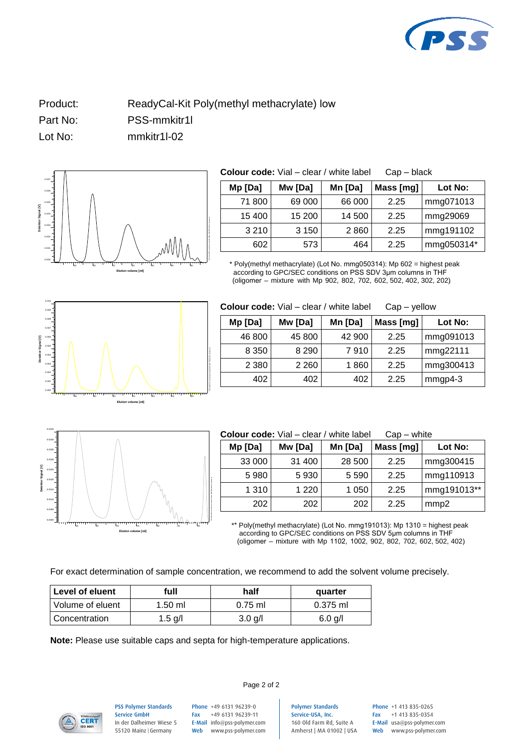Product: ReadyCal-Kit Poly(methyl methacrylate) low

Part No: PSS-mmkitr1l

Lot No: mmkitr1l-02

Detector Signal [V]

Elution volume [ml]

**Colour code:** Vial – clear / white label Cap – black

| Mp [Da] | Mw [Da] | Mn [Da] | Mass [mg] | Lot No: |
|---|---|---|---|---|
| 71 800 | 69 000 | 66 000 | 2.25 | mmg071013 |
| 15 400 | 15 200 | 14 500 | 2.25 | mmg29069 |
| 3 210 | 3 150 | 2 860 | 2.25 | mmg191102 |
| 602 | 573 | 464 | 2.25 | mmg050314* |

\* Poly(methyl methacrylate) (Lot No. mmg050314): Mp 602 = highest peak according to GPC/SEC conditions on PSS SDV 3µm columns in THF (oligomer – mixture with Mp 902, 802, 702, 602, 502, 402, 302, 202)

Detector Signal [V]

Elution volume [ml]

**Colour code:** Vial – clear / white label Cap – yellow

| Mp [Da] | Mw [Da] | Mn [Da] | Mass [mg] | Lot No: |
|---|---|---|---|---|
| 46 800 | 45 800 | 42 900 | 2.25 | mmg091013 |
| 8 350 | 8 290 | 7 910 | 2.25 | mmg22111 |
| 2 380 | 2 260 | 1 860 | 2.25 | mmg300413 |
| 402 | 402 | 402 | 2.25 | mmgp4-3 |

Detector Signal [V]

Elution volume [ml]

**Colour code:** Vial – clear / white label Cap – white

| Mp [Da] | Mw [Da] | Mn [Da] | Mass [mg] | Lot No: |
|---|---|---|---|---|
| 33 000 | 31 400 | 28 500 | 2.25 | mmg300415 |
| 5 980 | 5 930 | 5 590 | 2.25 | mmg110913 |
| 1 310 | 1 220 | 1 050 | 2.25 | mmg191013** |
| 202 | 202 | 202 | 2.25 | mmp2 |

\*\* Poly(methyl methacrylate) (Lot No. mmg191013): Mp 1310 = highest peak according to GPC/SEC conditions on PSS SDV 5µm columns in THF (oligomer – mixture with Mp 1102, 1002, 902, 802, 702, 602, 502, 402)

For exact determination of sample concentration, we recommend to add the solvent volume precisely.

| Level of eluent | full | half | quarter |
|---|---|---|---|
| Volume of eluent | 1.50 ml | 0.75 ml | 0.375 ml |
| Concentration | 1.5 g/l | 3.0 g/l | 6.0 g/l |

**Note:** Please use suitable caps and septa for high-temperature applications.

**PSS Polymer Standards Service GmbH**
In der Dalheimer Wiese 5
55120 Mainz | Germany

Phone +49 6131 96239-0
Fax +49 6131 96239-11
E-Mail info@pss-polymer.com
Web www.pss-polymer.com

**Polymer Standards Service-USA, Inc.**
160 Old Farm Rd, Suite A
Amherst | MA 01002 | USA

Phone +1 413 835-0265
Fax +1 413 835-0354
E-Mail usa@pss-polymer.com
Web www.pss-polymer.com